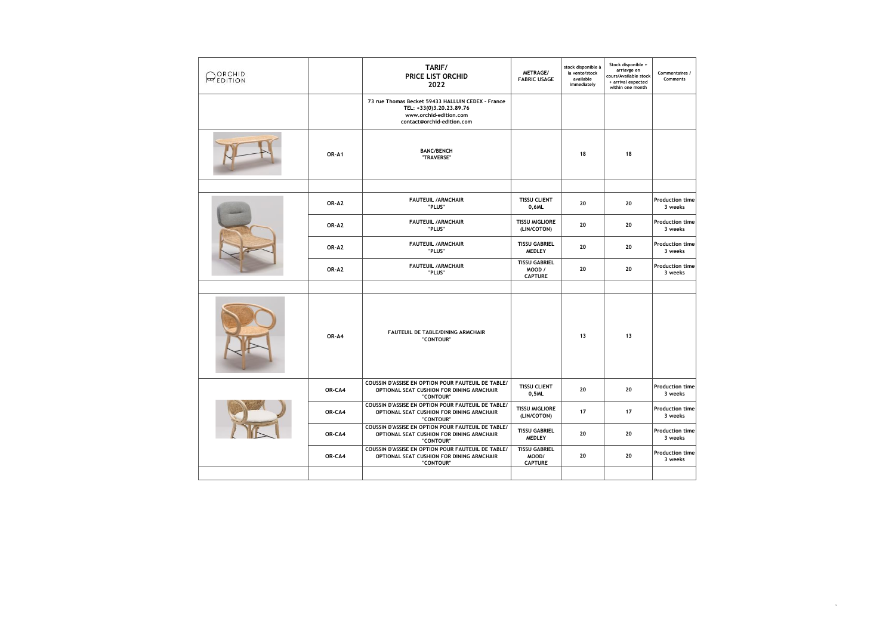| ORCHID EDITION | | TARIF/ PRICE LIST ORCHID 2022 | METRAGE/ FABRIC USAGE | stock disponible à la vente/stock available immediately | Stock disponible + arriavge en cours/Available stock + arrival expected within one month | Commentaires / Comments |
|---|---|---|---|---|---|---|
| | | 73 rue Thomas Becket 59433 HALLUIN CEDEX - France TEL: +33(0)3.20.23.89.76 www.orchid-edition.com contact@orchid-edition.com | | | | |
| | OR-A1 | BANC/BENCH "TRAVERSE" | | 18 | 18 | |
| | | | | | | |
| | OR-A2 | FAUTEUIL /ARMCHAIR "PLUS" | TISSU CLIENT 0,6ML | 20 | 20 | Production time 3 weeks |
| | OR-A2 | FAUTEUIL /ARMCHAIR "PLUS" | TISSU MIGLIORE (LIN/COTON) | 20 | 20 | Production time 3 weeks |
| | OR-A2 | FAUTEUIL /ARMCHAIR "PLUS" | TISSU GABRIEL MEDLEY | 20 | 20 | Production time 3 weeks |
| | OR-A2 | FAUTEUIL /ARMCHAIR "PLUS" | TISSU GABRIEL MOOD / CAPTURE | 20 | 20 | Production time 3 weeks |
| | | | | | | |
| | OR-A4 | FAUTEUIL DE TABLE/DINING ARMCHAIR "CONTOUR" | | 13 | 13 | |
| | OR-CA4 | COUSSIN D'ASSISE EN OPTION POUR FAUTEUIL DE TABLE/ OPTIONAL SEAT CUSHION FOR DINING ARMCHAIR "CONTOUR" | TISSU CLIENT 0,5ML | 20 | 20 | Production time 3 weeks |
| | OR-CA4 | COUSSIN D'ASSISE EN OPTION POUR FAUTEUIL DE TABLE/ OPTIONAL SEAT CUSHION FOR DINING ARMCHAIR "CONTOUR" | TISSU MIGLIORE (LIN/COTON) | 17 | 17 | Production time 3 weeks |
| | OR-CA4 | COUSSIN D'ASSISE EN OPTION POUR FAUTEUIL DE TABLE/ OPTIONAL SEAT CUSHION FOR DINING ARMCHAIR "CONTOUR" | TISSU GABRIEL MEDLEY | 20 | 20 | Production time 3 weeks |
| | OR-CA4 | COUSSIN D'ASSISE EN OPTION POUR FAUTEUIL DE TABLE/ OPTIONAL SEAT CUSHION FOR DINING ARMCHAIR "CONTOUR" | TISSU GABRIEL MOOD/ CAPTURE | 20 | 20 | Production time 3 weeks |
| | | | | | | |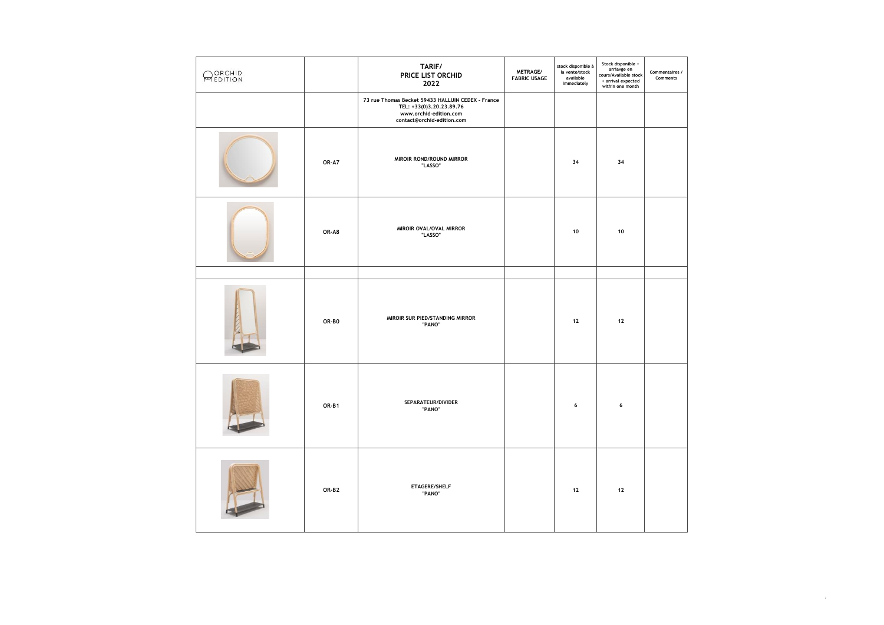| ORCHID EDITION | | TARIF/ PRICE LIST ORCHID 2022 | METRAGE/ FABRIC USAGE | stock disponible à la vente/stock available immediately | Stock disponible + arriavge en cours/Available stock + arrival expected within one month | Commentaires / Comments |
|---|---|---|---|---|---|---|
| | | 73 rue Thomas Becket 59433 HALLUIN CEDEX - France TEL: +33(0)3.20.23.89.76 www.orchid-edition.com contact@orchid-edition.com | | | | |
| | OR-A7 | MIROIR ROND/ROUND MIRROR "LASSO" | | 34 | 34 | |
| | OR-A8 | MIROIR OVAL/OVAL MIRROR "LASSO" | | 10 | 10 | |
| | | | | | | |
| | OR-B0 | MIROIR SUR PIED/STANDING MIRROR "PANO" | | 12 | 12 | |
| | OR-B1 | SEPARATEUR/DIVIDER "PANO" | | 6 | 6 | |
| | OR-B2 | ETAGERE/SHELF "PANO" | | 12 | 12 | |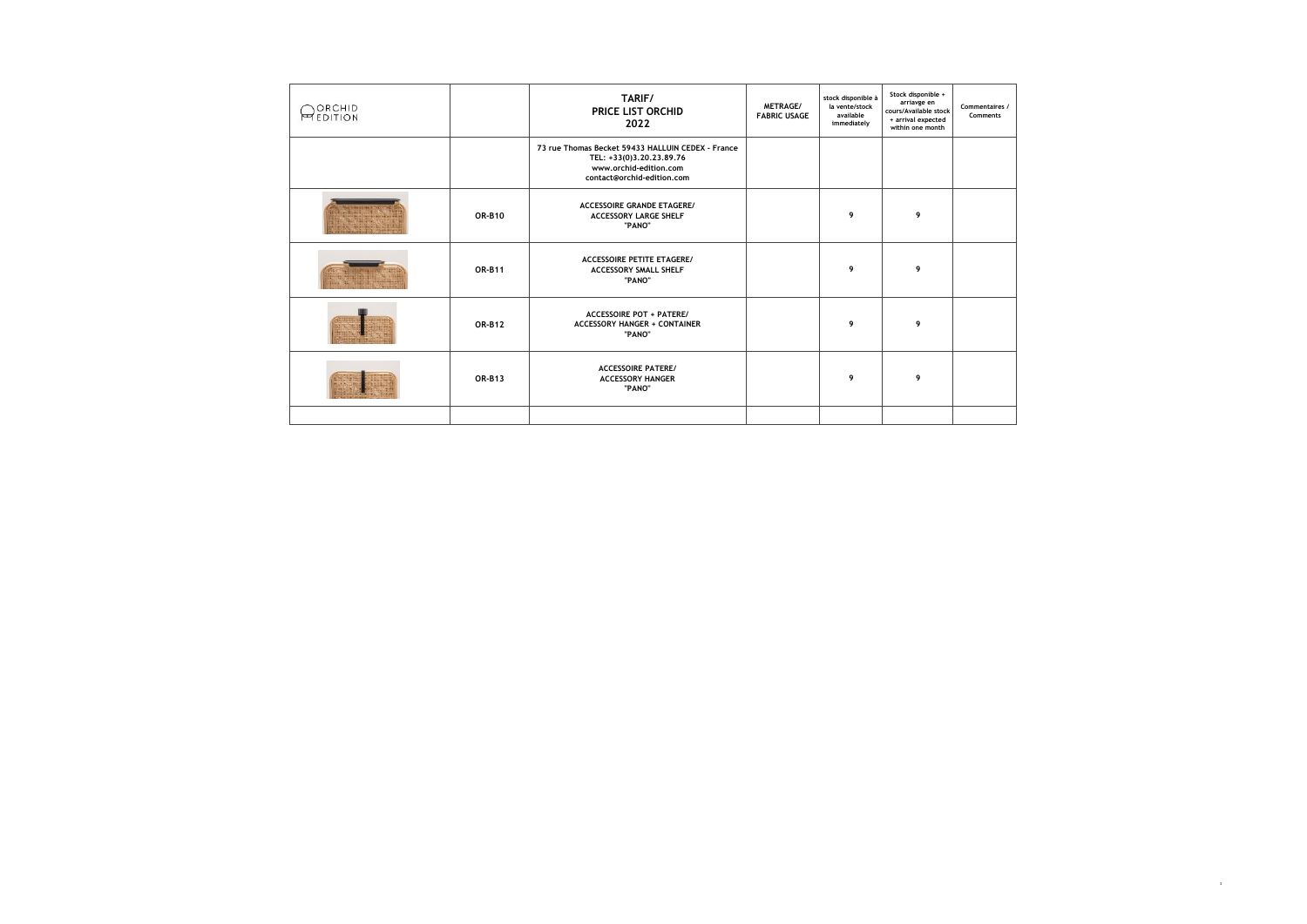| ORCHID EDITION | | TARIF/ PRICE LIST ORCHID 2022 | METRAGE/ FABRIC USAGE | stock disponible à la vente/stock available immediately | Stock disponible + arriavge en cours/Available stock + arrival expected within one month | Commentaires / Comments |
|---|---|---|---|---|---|---|
| | | 73 rue Thomas Becket 59433 HALLUIN CEDEX - France TEL: +33(0)3.20.23.89.76 www.orchid-edition.com contact@orchid-edition.com | | | | |
| | OR-B10 | ACCESSOIRE GRANDE ETAGERE/ ACCESSORY LARGE SHELF "PANO" | | 9 | 9 | |
| | OR-B11 | ACCESSOIRE PETITE ETAGERE/ ACCESSORY SMALL SHELF "PANO" | | 9 | 9 | |
| | OR-B12 | ACCESSOIRE POT + PATERE/ ACCESSORY HANGER + CONTAINER "PANO" | | 9 | 9 | |
| | OR-B13 | ACCESSOIRE PATERE/ ACCESSORY HANGER "PANO" | | 9 | 9 | |
| | | | | | | |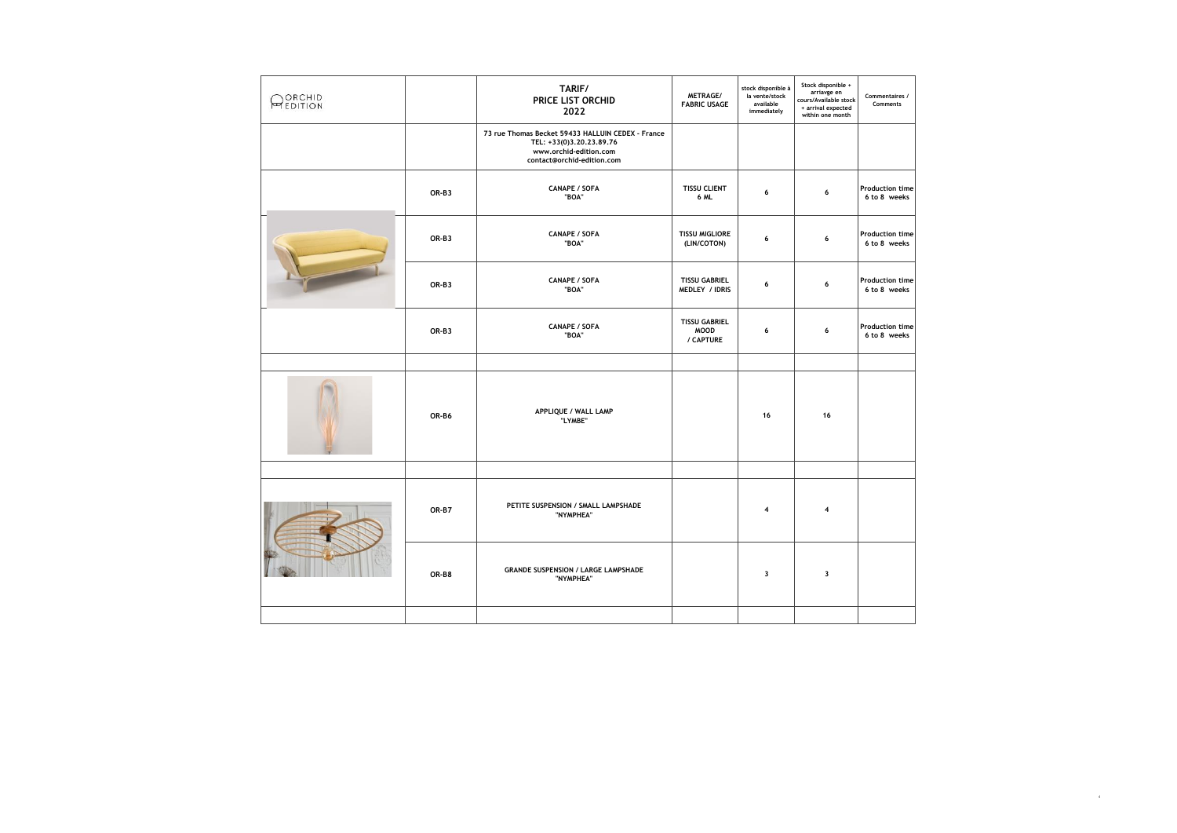| ORCHID EDITION | | TARIF/<br>PRICE LIST ORCHID<br>2022 | METRAGE/<br>FABRIC USAGE | stock disponible à la vente/stock available immediately | Stock disponible + arriavge en cours/Available stock + arrival expected within one month | Commentaires / Comments |
|---|---|---|---|---|---|---|
| | | 73 rue Thomas Becket 59433 HALLUIN CEDEX - France<br>TEL: +33(0)3.20.23.89.76<br>www.orchid-edition.com<br>contact@orchid-edition.com | | | | |
| | OR-B3 | CANAPE / SOFA<br>"BOA" | TISSU CLIENT<br>6 ML | 6 | 6 | Production time 6 to 8 weeks |
| | OR-B3 | CANAPE / SOFA<br>"BOA" | TISSU MIGLIORE<br>(LIN/COTON) | 6 | 6 | Production time 6 to 8 weeks |
| | OR-B3 | CANAPE / SOFA<br>"BOA" | TISSU GABRIEL<br>MEDLEY / IDRIS | 6 | 6 | Production time 6 to 8 weeks |
| | OR-B3 | CANAPE / SOFA<br>"BOA" | TISSU GABRIEL<br>MOOD<br>/ CAPTURE | 6 | 6 | Production time 6 to 8 weeks |
| | | | | | | |
| | OR-B6 | APPLIQUE / WALL LAMP<br>"LYMBE" | | 16 | 16 | |
| | | | | | | |
| | OR-B7 | PETITE SUSPENSION / SMALL LAMPSHADE<br>"NYMPHEA" | | 4 | 4 | |
| | OR-B8 | GRANDE SUSPENSION / LARGE LAMPSHADE<br>"NYMPHEA" | | 3 | 3 | |
| | | | | | | |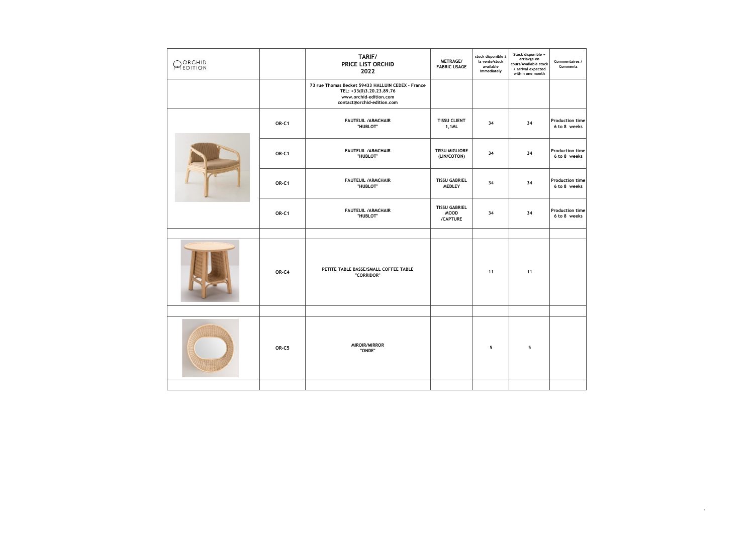| ORCHID EDITION | | TARIF/<br>PRICE LIST ORCHID<br>2022 | METRAGE/<br>FABRIC USAGE | stock disponible à la vente/stock available immediately | Stock disponible + arriavge en cours/Available stock + arrival expected within one month | Commentaires / Comments |
|---|---|---|---|---|---|---|
| | | 73 rue Thomas Becket 59433 HALLUIN CEDEX - France<br>TEL: +33(0)3.20.23.89.76<br>www.orchid-edition.com<br>contact@orchid-edition.com | | | | |
| | OR-C1 | FAUTEUIL /ARMCHAIR<br>"HUBLOT" | TISSU CLIENT<br>1,1ML | 34 | 34 | Production time<br>6 to 8 weeks |
| | OR-C1 | FAUTEUIL /ARMCHAIR<br>"HUBLOT" | TISSU MIGLIORE<br>(LIN/COTON) | 34 | 34 | Production time<br>6 to 8 weeks |
| | OR-C1 | FAUTEUIL /ARMCHAIR<br>"HUBLOT" | TISSU GABRIEL<br>MEDLEY | 34 | 34 | Production time<br>6 to 8 weeks |
| | OR-C1 | FAUTEUIL /ARMCHAIR<br>"HUBLOT" | TISSU GABRIEL<br>MOOD<br>/CAPTURE | 34 | 34 | Production time<br>6 to 8 weeks |
| | | | | | | |
| | OR-C4 | PETITE TABLE BASSE/SMALL COFFEE TABLE<br>"CORRIDOR" | | 11 | 11 | |
| | | | | | | |
| | OR-C5 | MIROIR/MIRROR<br>"ONDE" | | 5 | 5 | |
| | | | | | | |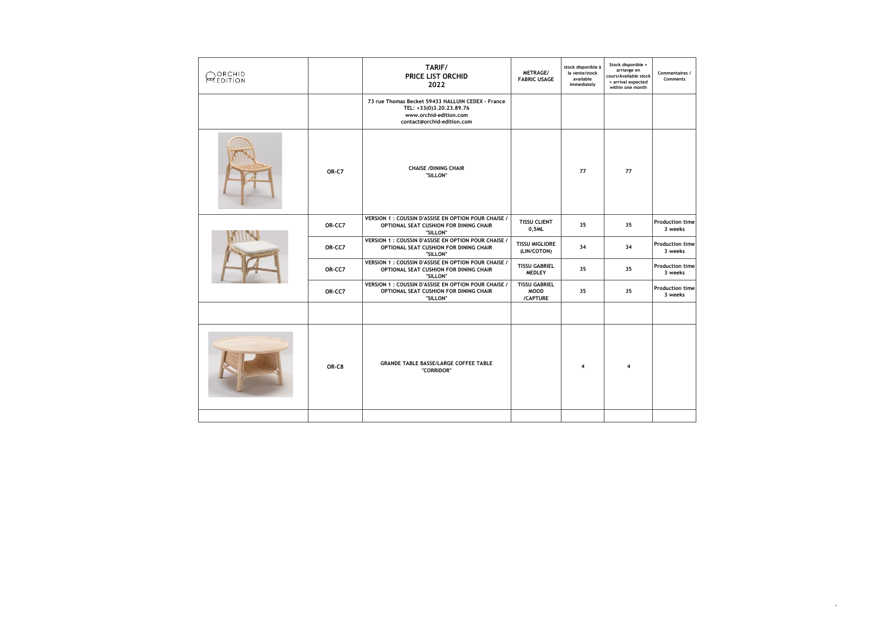| ORCHID EDITION | | TARIF/ PRICE LIST ORCHID 2022 | METRAGE/ FABRIC USAGE | stock disponible à la vente/stock available immediately | Stock disponible + arriavge en cours/Available stock + arrival expected within one month | Commentaires / Comments |
|---|---|---|---|---|---|---|
| | | 73 rue Thomas Becket 59433 HALLUIN CEDEX - France TEL: +33(0)3.20.23.89.76 www.orchid-edition.com contact@orchid-edition.com | | | | |
| | OR-C7 | CHAISE /DINING CHAIR "SILLON" | | 77 | 77 | |
| | OR-CC7 | VERSION 1 : COUSSIN D'ASSISE EN OPTION POUR CHAISE / OPTIONAL SEAT CUSHION FOR DINING CHAIR "SILLON" | TISSU CLIENT 0,5ML | 35 | 35 | Production time 3 weeks |
| | OR-CC7 | VERSION 1 : COUSSIN D'ASSISE EN OPTION POUR CHAISE / OPTIONAL SEAT CUSHION FOR DINING CHAIR "SILLON" | TISSU MIGLIORE (LIN/COTON) | 34 | 34 | Production time 3 weeks |
| | OR-CC7 | VERSION 1 : COUSSIN D'ASSISE EN OPTION POUR CHAISE / OPTIONAL SEAT CUSHION FOR DINING CHAIR "SILLON" | TISSU GABRIEL MEDLEY | 35 | 35 | Production time 3 weeks |
| | OR-CC7 | VERSION 1 : COUSSIN D'ASSISE EN OPTION POUR CHAISE / OPTIONAL SEAT CUSHION FOR DINING CHAIR "SILLON" | TISSU GABRIEL MOOD /CAPTURE | 35 | 35 | Production time 3 weeks |
| | | | | | | |
| | OR-C8 | GRANDE TABLE BASSE/LARGE COFFEE TABLE "CORRIDOR" | | 4 | 4 | |
| | | | | | | |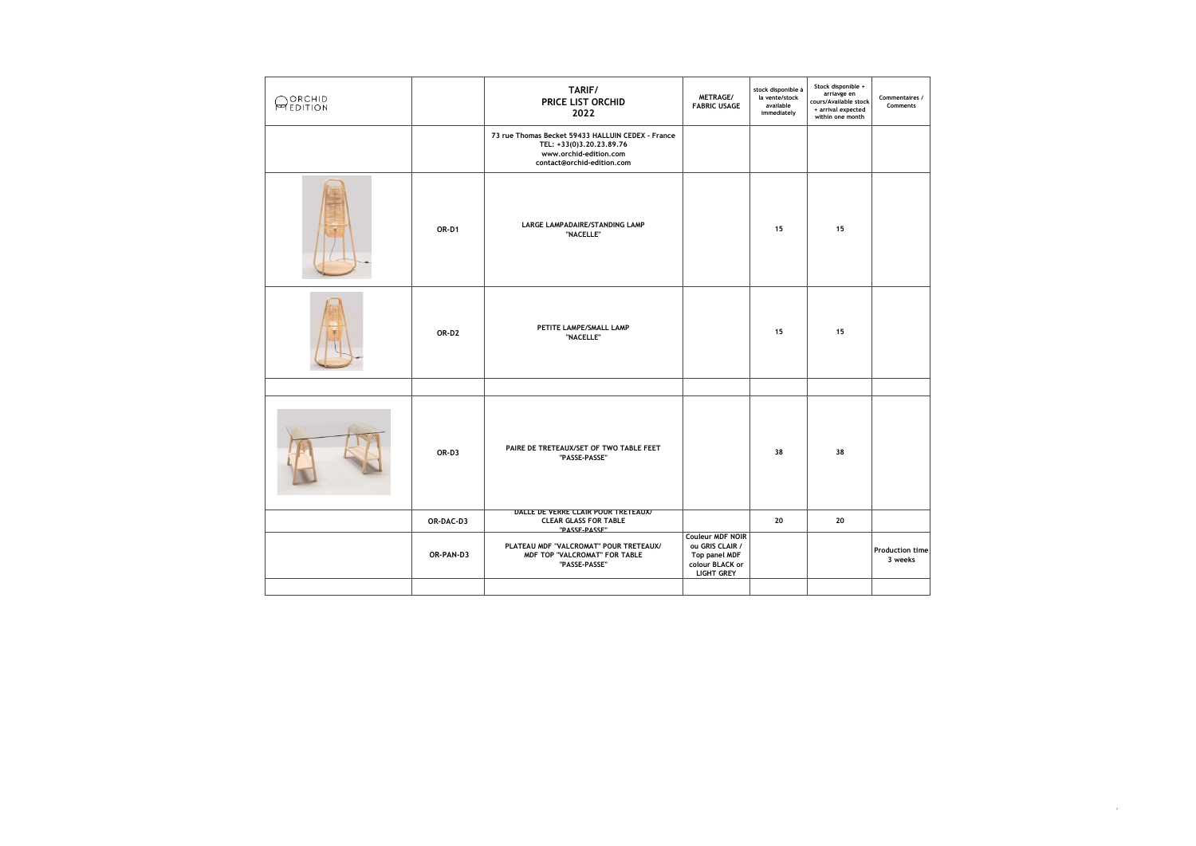| ORCHID EDITION | | TARIF/ PRICE LIST ORCHID 2022 | METRAGE/ FABRIC USAGE | stock disponible à la vente/stock available immediately | Stock disponible + arriavge en cours/Available stock + arrival expected within one month | Commentaires / Comments |
|---|---|---|---|---|---|---|
| | | 73 rue Thomas Becket 59433 HALLUIN CEDEX - France TEL: +33(0)3.20.23.89.76 www.orchid-edition.com contact@orchid-edition.com | | | | |
| | OR-D1 | LARGE LAMPADAIRE/STANDING LAMP "NACELLE" | | 15 | 15 | |
| | OR-D2 | PETITE LAMPE/SMALL LAMP "NACELLE" | | 15 | 15 | |
| | | | | | | |
| | OR-D3 | PAIRE DE TRETEAUX/SET OF TWO TABLE FEET "PASSE-PASSE" | | 38 | 38 | |
| | OR-DAC-D3 | DALLE DE VERRE CLAIR POUR TRETEAUX/ CLEAR GLASS FOR TABLE "PASSE-PASSE" | | 20 | 20 | |
| | OR-PAN-D3 | PLATEAU MDF "VALCROMAT" POUR TRETEAUX/ MDF TOP "VALCROMAT" FOR TABLE "PASSE-PASSE" | Couleur MDF NOIR ou GRIS CLAIR / Top panel MDF colour BLACK or LIGHT GREY | | | Production time 3 weeks |
| | | | | | | |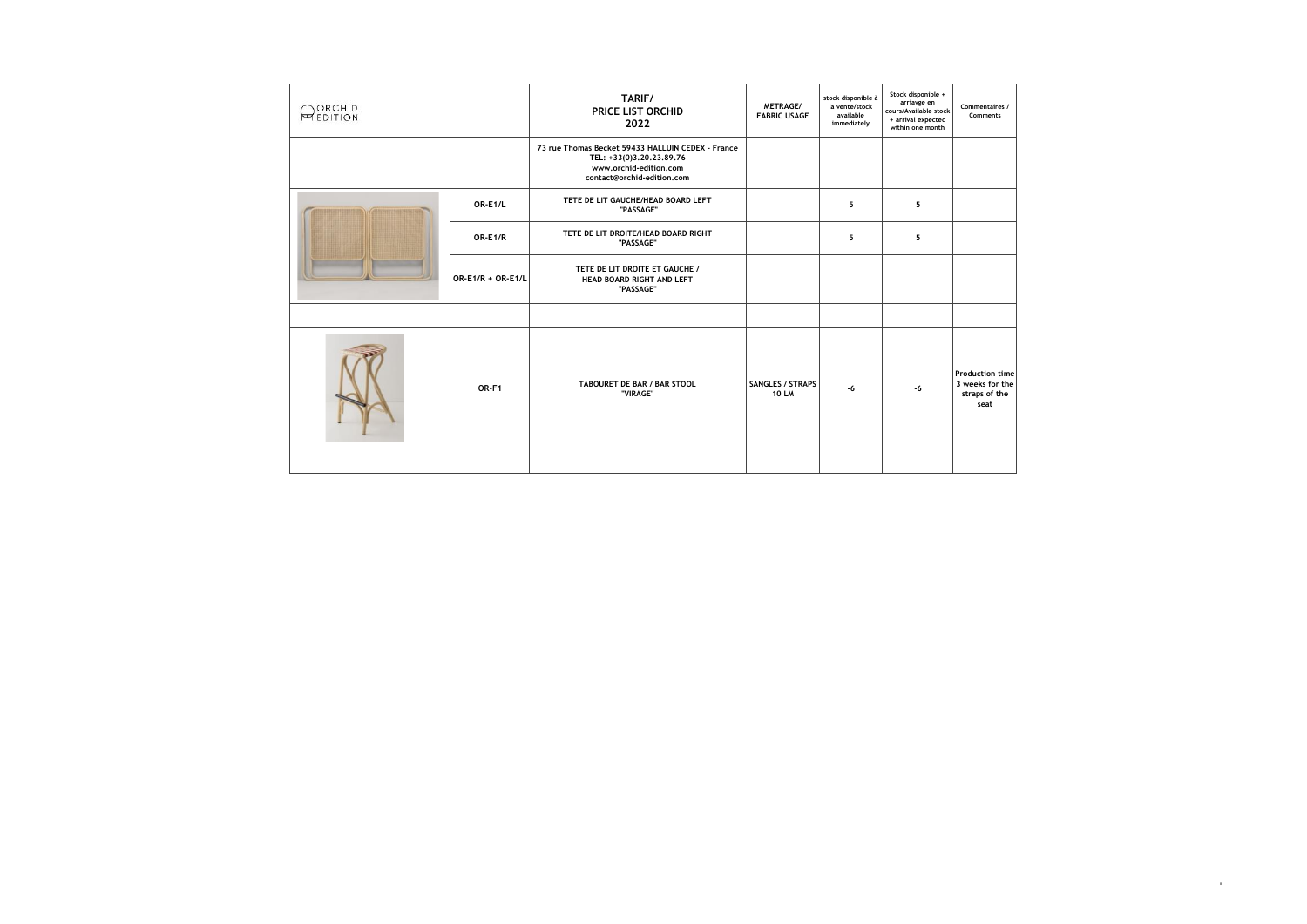| ORCHID EDITION | | TARIF/ PRICE LIST ORCHID 2022 | METRAGE/ FABRIC USAGE | stock disponible à la vente/stock available immediately | Stock disponible + arriavge en cours/Available stock + arrival expected within one month | Commentaires / Comments |
|---|---|---|---|---|---|---|
| | | 73 rue Thomas Becket 59433 HALLUIN CEDEX - France TEL: +33(0)3.20.23.89.76 www.orchid-edition.com contact@orchid-edition.com | | | | |
| | OR-E1/L | TETE DE LIT GAUCHE/HEAD BOARD LEFT "PASSAGE" | | 5 | 5 | |
| | OR-E1/R | TETE DE LIT DROITE/HEAD BOARD RIGHT "PASSAGE" | | 5 | 5 | |
| | OR-E1/R + OR-E1/L | TETE DE LIT DROITE ET GAUCHE / HEAD BOARD RIGHT AND LEFT "PASSAGE" | | | | |
| | | | | | | |
| | OR-F1 | TABOURET DE BAR / BAR STOOL "VIRAGE" | SANGLES / STRAPS 10 LM | -6 | -6 | Production time 3 weeks for the straps of the seat |
| | | | | | | |